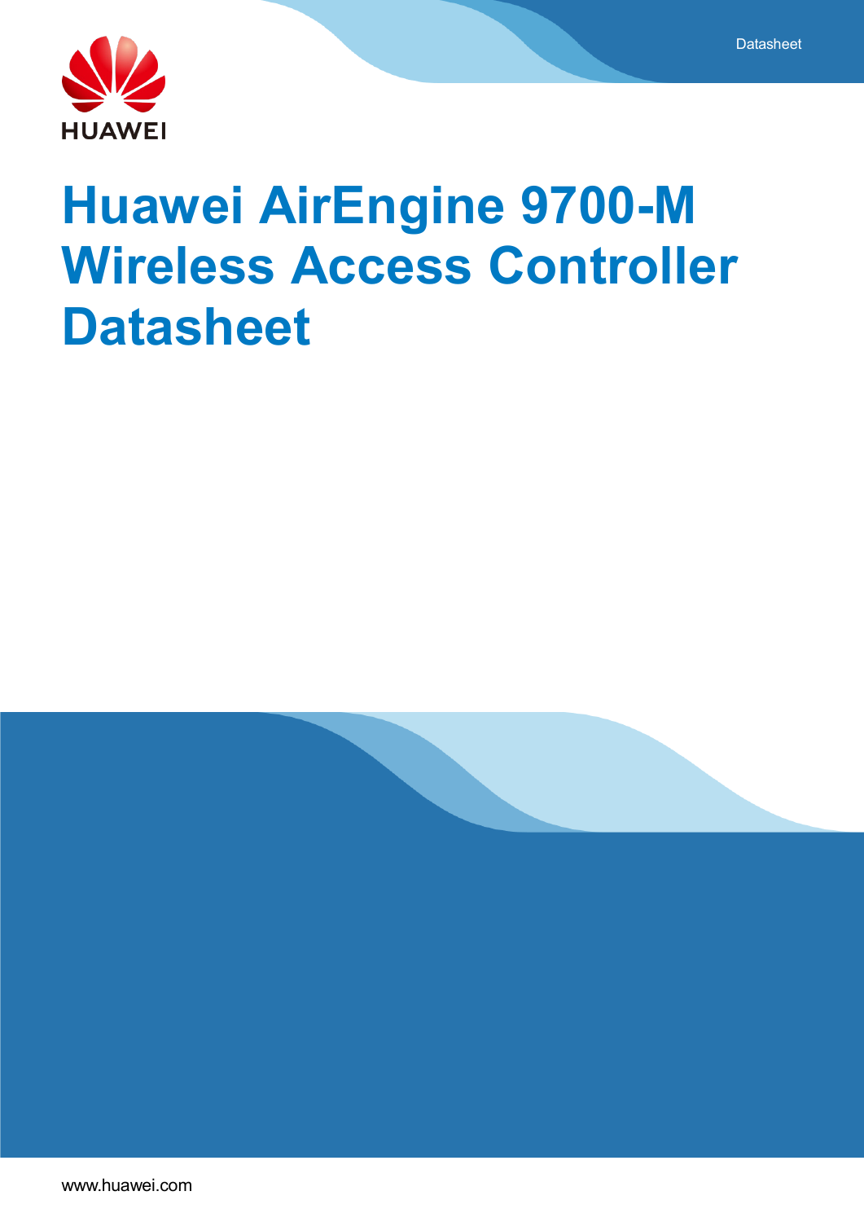# Huawei AirEngine 9700-M Wireless Access Controller Datasheet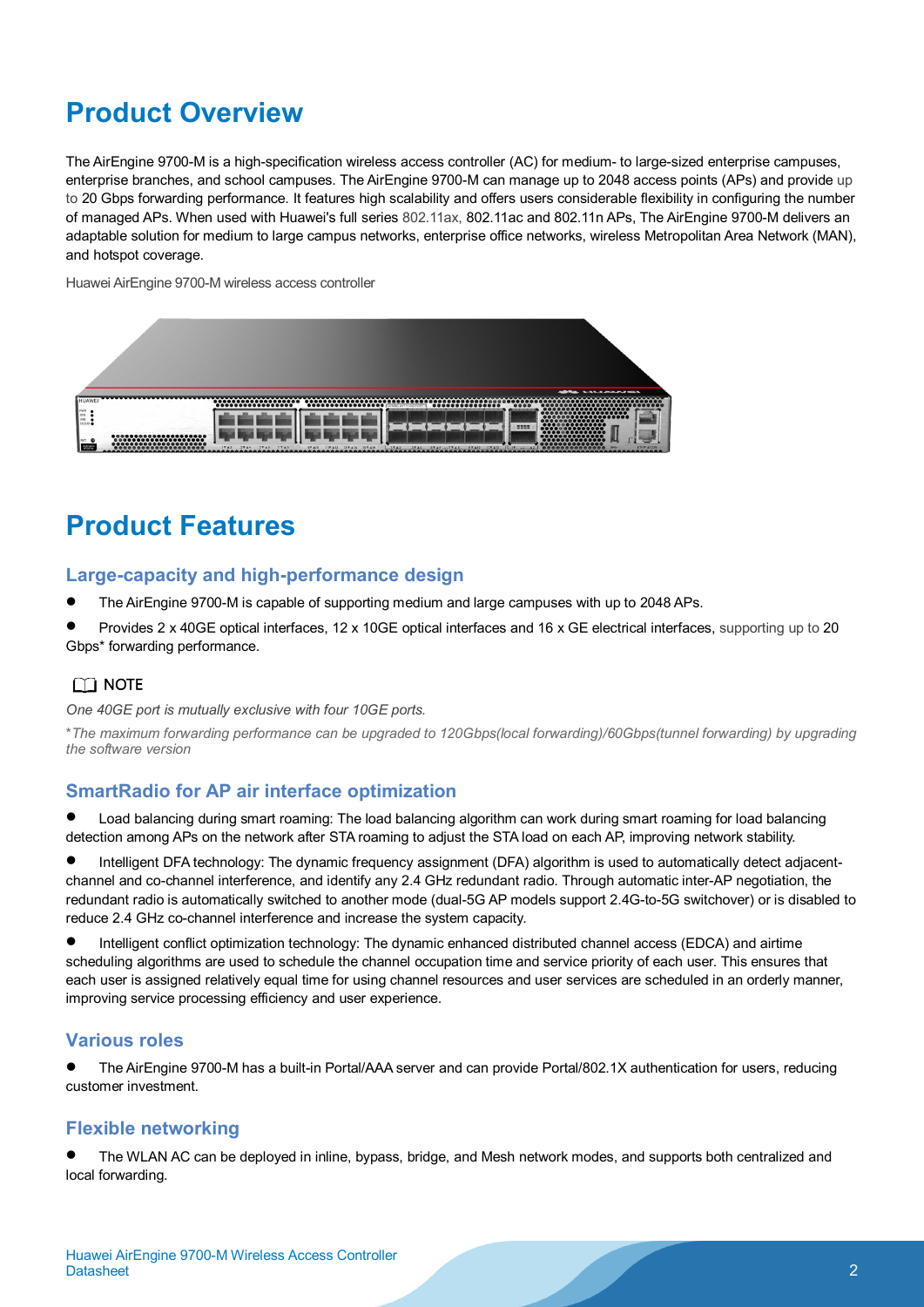# Product Overview

The AirEngine 9700-M is a high-specification wireless access controller (AC) for medium- to large-sized enterprise campuses, enterprise branches, and school campuses. The AirEngine 9700-M can manage up to 2048 access points (APs) and provide up to 20 Gbps forwarding performance. It features high scalability and offers users considerable flexibility in configuring the number of managed APs. When used with Huawei's full series 802.11ax, 802.11ac and 802.11n APs, The AirEngine 9700-M delivers an adaptable solution for medium to large campus networks, enterprise office networks, wireless Metropolitan Area Network (MAN), and hotspot coverage.

Huawei AirEngine 9700-M wireless access controller

# Product Features

## Large-capacity and high-performance design

- The AirEngine 9700-M is capable of supporting medium and large campuses with up to 2048 APs.
- Provides 2 x 40GE optical interfaces, 12 x 10GE optical interfaces and 16 x GE electrical interfaces, supporting up to 20 Gbps* forwarding performance.

NOTE

*One 40GE port is mutually exclusive with four 10GE ports.*

*\*The maximum forwarding performance can be upgraded to 120Gbps(local forwarding)/60Gbps(tunnel forwarding) by upgrading the software version*

## SmartRadio for AP air interface optimization

- Load balancing during smart roaming: The load balancing algorithm can work during smart roaming for load balancing detection among APs on the network after STA roaming to adjust the STA load on each AP, improving network stability.
- Intelligent DFA technology: The dynamic frequency assignment (DFA) algorithm is used to automatically detect adjacent-channel and co-channel interference, and identify any 2.4 GHz redundant radio. Through automatic inter-AP negotiation, the redundant radio is automatically switched to another mode (dual-5G AP models support 2.4G-to-5G switchover) or is disabled to reduce 2.4 GHz co-channel interference and increase the system capacity.
- Intelligent conflict optimization technology: The dynamic enhanced distributed channel access (EDCA) and airtime scheduling algorithms are used to schedule the channel occupation time and service priority of each user. This ensures that each user is assigned relatively equal time for using channel resources and user services are scheduled in an orderly manner, improving service processing efficiency and user experience.

## Various roles

- The AirEngine 9700-M has a built-in Portal/AAA server and can provide Portal/802.1X authentication for users, reducing customer investment.

## Flexible networking

- The WLAN AC can be deployed in inline, bypass, bridge, and Mesh network modes, and supports both centralized and local forwarding.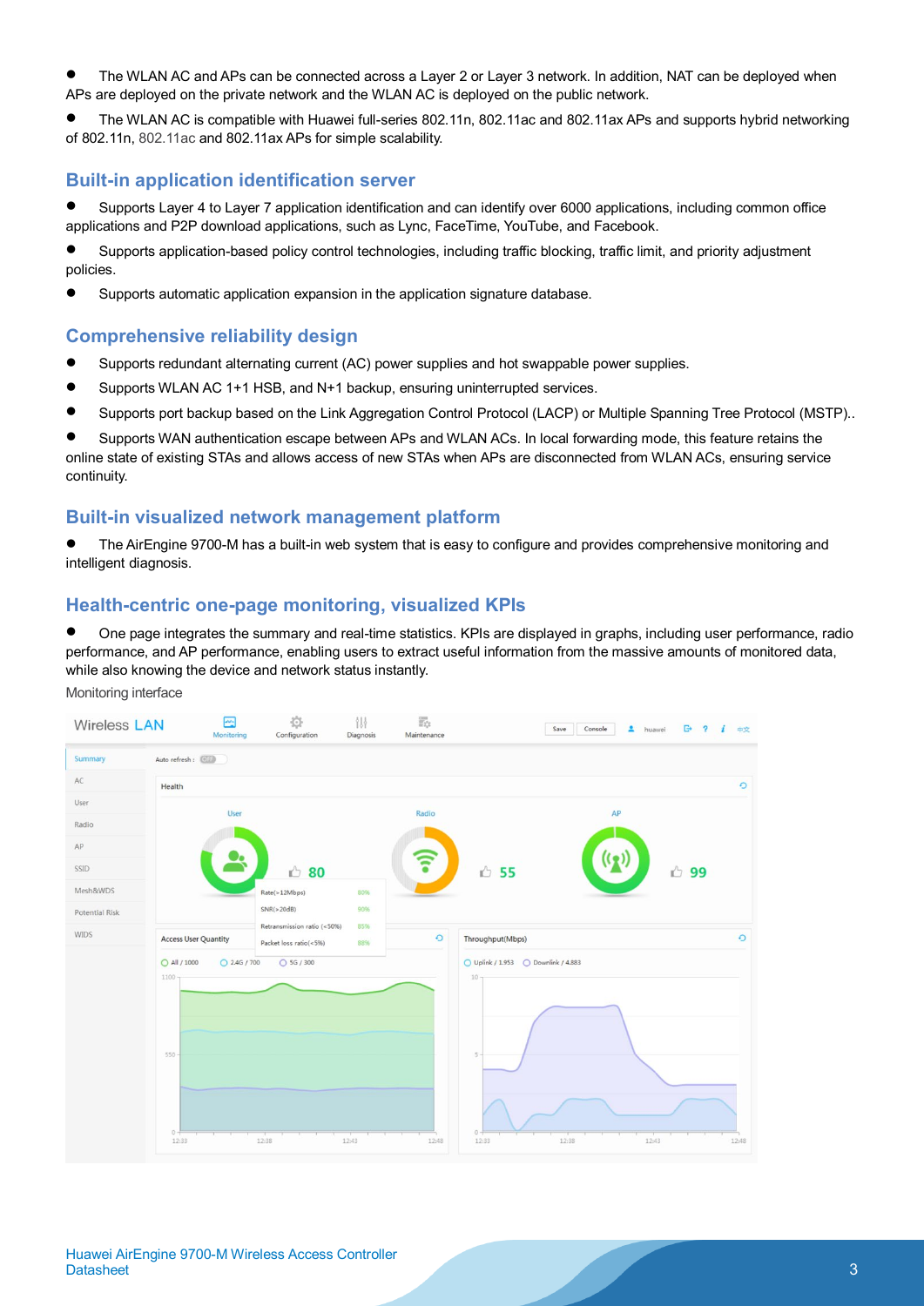- The WLAN AC and APs can be connected across a Layer 2 or Layer 3 network. In addition, NAT can be deployed when APs are deployed on the private network and the WLAN AC is deployed on the public network.
- The WLAN AC is compatible with Huawei full-series 802.11n, 802.11ac and 802.11ax APs and supports hybrid networking of 802.11n, 802.11ac and 802.11ax APs for simple scalability.

## Built-in application identification server

- Supports Layer 4 to Layer 7 application identification and can identify over 6000 applications, including common office applications and P2P download applications, such as Lync, FaceTime, YouTube, and Facebook.
- Supports application-based policy control technologies, including traffic blocking, traffic limit, and priority adjustment policies.
- Supports automatic application expansion in the application signature database.

## Comprehensive reliability design

- Supports redundant alternating current (AC) power supplies and hot swappable power supplies.
- Supports WLAN AC 1+1 HSB, and N+1 backup, ensuring uninterrupted services.
- Supports port backup based on the Link Aggregation Control Protocol (LACP) or Multiple Spanning Tree Protocol (MSTP)..
- Supports WAN authentication escape between APs and WLAN ACs. In local forwarding mode, this feature retains the online state of existing STAs and allows access of new STAs when APs are disconnected from WLAN ACs, ensuring service continuity.

## Built-in visualized network management platform

- The AirEngine 9700-M has a built-in web system that is easy to configure and provides comprehensive monitoring and intelligent diagnosis.

## Health-centric one-page monitoring, visualized KPIs

- One page integrates the summary and real-time statistics. KPIs are displayed in graphs, including user performance, radio performance, and AP performance, enabling users to extract useful information from the massive amounts of monitored data, while also knowing the device and network status instantly.

Monitoring interface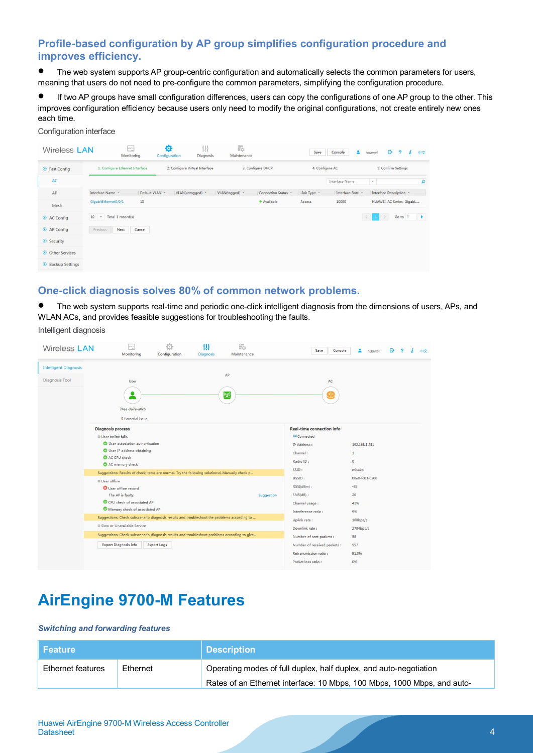### Profile-based configuration by AP group simplifies configuration procedure and improves efficiency.

- The web system supports AP group-centric configuration and automatically selects the common parameters for users, meaning that users do not need to pre-configure the common parameters, simplifying the configuration procedure.
- If two AP groups have small configuration differences, users can copy the configurations of one AP group to the other. This improves configuration efficiency because users only need to modify the original configurations, not create entirely new ones each time.

Configuration interface

### One-click diagnosis solves 80% of common network problems.

- The web system supports real-time and periodic one-click intelligent diagnosis from the dimensions of users, APs, and WLAN ACs, and provides feasible suggestions for troubleshooting the faults.

Intelligent diagnosis

# AirEngine 9700-M Features

*Switching and forwarding features*

| Feature | | Description |
|---|---|---|
| Ethernet features | Ethernet | Operating modes of full duplex, half duplex, and auto-negotiation<br>Rates of an Ethernet interface: 10 Mbps, 100 Mbps, 1000 Mbps, and auto- |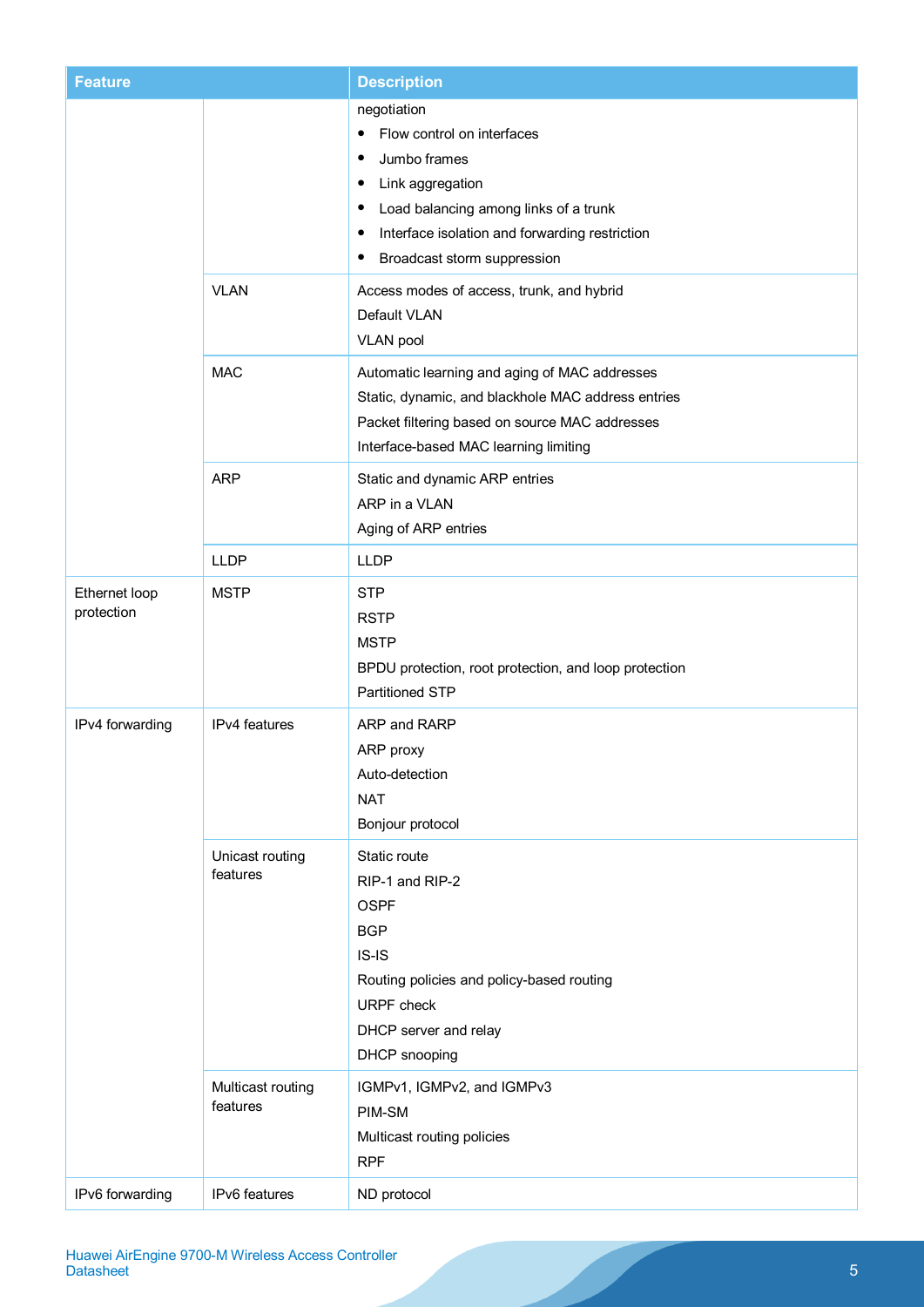| Feature | | Description |
|---|---|---|
| | | negotiation<br>• Flow control on interfaces<br>• Jumbo frames<br>• Link aggregation<br>• Load balancing among links of a trunk<br>• Interface isolation and forwarding restriction<br>• Broadcast storm suppression |
| | VLAN | Access modes of access, trunk, and hybrid<br>Default VLAN<br>VLAN pool |
| | MAC | Automatic learning and aging of MAC addresses<br>Static, dynamic, and blackhole MAC address entries<br>Packet filtering based on source MAC addresses<br>Interface-based MAC learning limiting |
| | ARP | Static and dynamic ARP entries<br>ARP in a VLAN<br>Aging of ARP entries |
| | LLDP | LLDP |
| Ethernet loop protection | MSTP | STP<br>RSTP<br>MSTP<br>BPDU protection, root protection, and loop protection<br>Partitioned STP |
| IPv4 forwarding | IPv4 features | ARP and RARP<br>ARP proxy<br>Auto-detection<br>NAT<br>Bonjour protocol |
| | Unicast routing features | Static route<br>RIP-1 and RIP-2<br>OSPF<br>BGP<br>IS-IS<br>Routing policies and policy-based routing<br>URPF check<br>DHCP server and relay<br>DHCP snooping |
| | Multicast routing features | IGMPv1, IGMPv2, and IGMPv3<br>PIM-SM<br>Multicast routing policies<br>RPF |
| IPv6 forwarding | IPv6 features | ND protocol |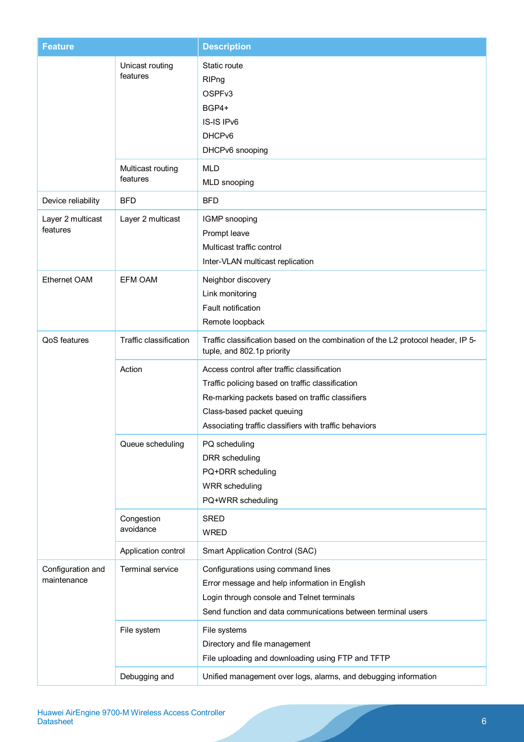| Feature | | Description |
|---|---|---|
| | Unicast routing features | Static route<br>RIPng<br>OSPFv3<br>BGP4+<br>IS-IS IPv6<br>DHCPv6<br>DHCPv6 snooping |
| | Multicast routing features | MLD<br>MLD snooping |
| Device reliability | BFD | BFD |
| Layer 2 multicast features | Layer 2 multicast | IGMP snooping<br>Prompt leave<br>Multicast traffic control<br>Inter-VLAN multicast replication |
| Ethernet OAM | EFM OAM | Neighbor discovery<br>Link monitoring<br>Fault notification<br>Remote loopback |
| QoS features | Traffic classification | Traffic classification based on the combination of the L2 protocol header, IP 5-tuple, and 802.1p priority |
| | Action | Access control after traffic classification<br>Traffic policing based on traffic classification<br>Re-marking packets based on traffic classifiers<br>Class-based packet queuing<br>Associating traffic classifiers with traffic behaviors |
| | Queue scheduling | PQ scheduling<br>DRR scheduling<br>PQ+DRR scheduling<br>WRR scheduling<br>PQ+WRR scheduling |
| | Congestion avoidance | SRED<br>WRED |
| | Application control | Smart Application Control (SAC) |
| Configuration and maintenance | Terminal service | Configurations using command lines<br>Error message and help information in English<br>Login through console and Telnet terminals<br>Send function and data communications between terminal users |
| | File system | File systems<br>Directory and file management<br>File uploading and downloading using FTP and TFTP |
| | Debugging and | Unified management over logs, alarms, and debugging information |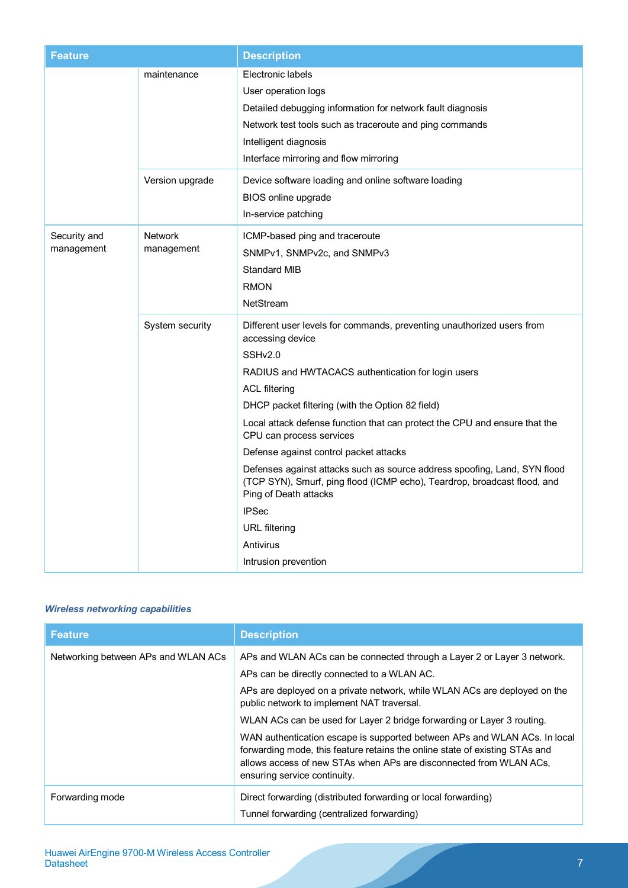| Feature | | Description |
|---|---|---|
| | maintenance | Electronic labels<br>User operation logs<br>Detailed debugging information for network fault diagnosis<br>Network test tools such as traceroute and ping commands<br>Intelligent diagnosis<br>Interface mirroring and flow mirroring |
| | Version upgrade | Device software loading and online software loading<br>BIOS online upgrade<br>In-service patching |
| Security and management | Network management | ICMP-based ping and traceroute<br>SNMPv1, SNMPv2c, and SNMPv3<br>Standard MIB<br>RMON<br>NetStream |
| | System security | Different user levels for commands, preventing unauthorized users from accessing device<br>SSHv2.0<br>RADIUS and HWTACACS authentication for login users<br>ACL filtering<br>DHCP packet filtering (with the Option 82 field)<br>Local attack defense function that can protect the CPU and ensure that the CPU can process services<br>Defense against control packet attacks<br>Defenses against attacks such as source address spoofing, Land, SYN flood (TCP SYN), Smurf, ping flood (ICMP echo), Teardrop, broadcast flood, and Ping of Death attacks<br>IPSec<br>URL filtering<br>Antivirus<br>Intrusion prevention |

***Wireless networking capabilities***

| Feature | Description |
|---|---|
| Networking between APs and WLAN ACs | APs and WLAN ACs can be connected through a Layer 2 or Layer 3 network.<br>APs can be directly connected to a WLAN AC.<br>APs are deployed on a private network, while WLAN ACs are deployed on the public network to implement NAT traversal.<br>WLAN ACs can be used for Layer 2 bridge forwarding or Layer 3 routing.<br>WAN authentication escape is supported between APs and WLAN ACs. In local forwarding mode, this feature retains the online state of existing STAs and allows access of new STAs when APs are disconnected from WLAN ACs, ensuring service continuity. |
| Forwarding mode | Direct forwarding (distributed forwarding or local forwarding)<br>Tunnel forwarding (centralized forwarding) |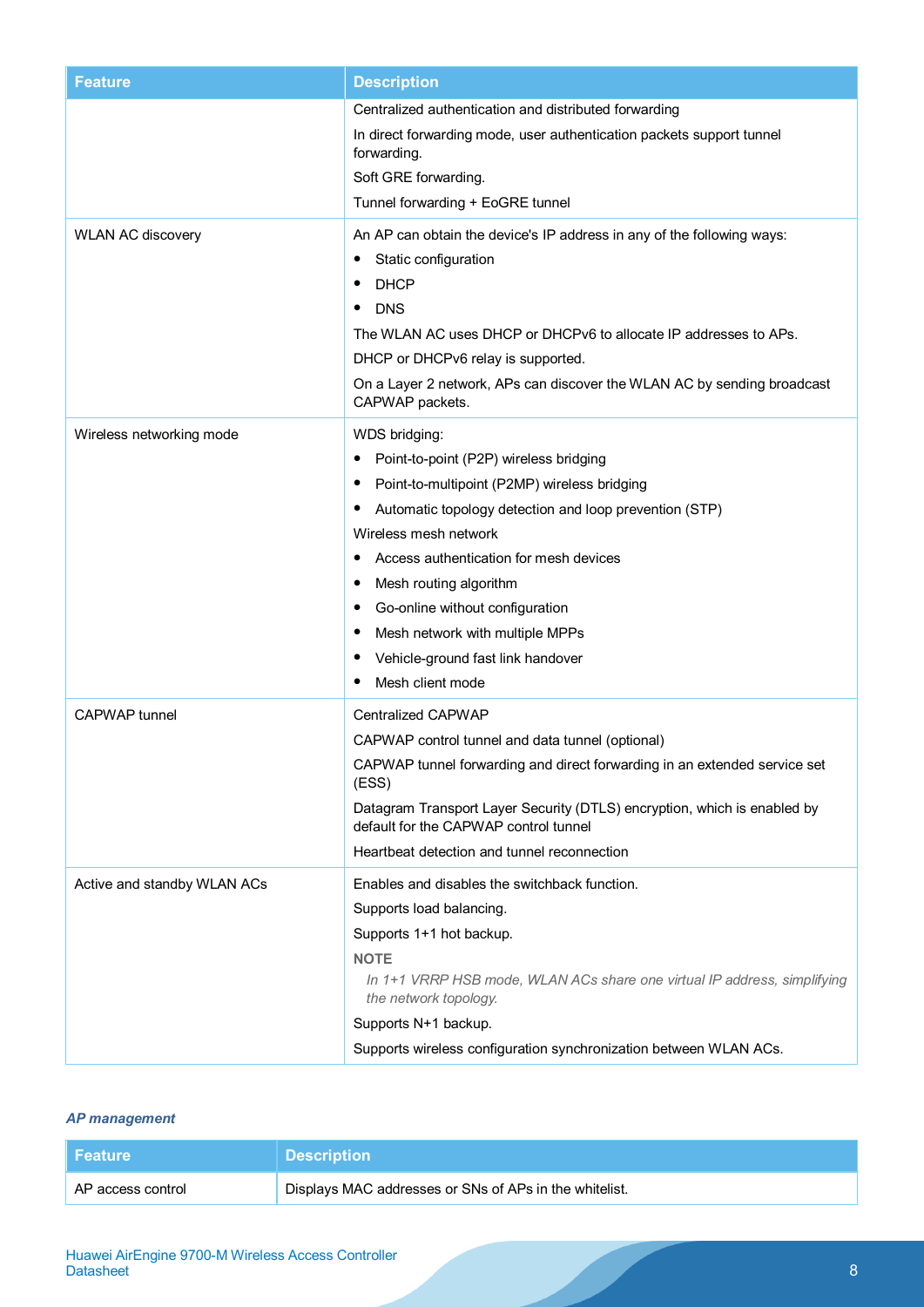| Feature | Description |
| --- | --- |
| | Centralized authentication and distributed forwarding<br>In direct forwarding mode, user authentication packets support tunnel forwarding.<br>Soft GRE forwarding.<br>Tunnel forwarding + EoGRE tunnel |
| WLAN AC discovery | An AP can obtain the device's IP address in any of the following ways:<br>• Static configuration<br>• DHCP<br>• DNS<br>The WLAN AC uses DHCP or DHCPv6 to allocate IP addresses to APs.<br>DHCP or DHCPv6 relay is supported.<br>On a Layer 2 network, APs can discover the WLAN AC by sending broadcast CAPWAP packets. |
| Wireless networking mode | WDS bridging:<br>• Point-to-point (P2P) wireless bridging<br>• Point-to-multipoint (P2MP) wireless bridging<br>• Automatic topology detection and loop prevention (STP)<br>Wireless mesh network<br>• Access authentication for mesh devices<br>• Mesh routing algorithm<br>• Go-online without configuration<br>• Mesh network with multiple MPPs<br>• Vehicle-ground fast link handover<br>• Mesh client mode |
| CAPWAP tunnel | Centralized CAPWAP<br>CAPWAP control tunnel and data tunnel (optional)<br>CAPWAP tunnel forwarding and direct forwarding in an extended service set (ESS)<br>Datagram Transport Layer Security (DTLS) encryption, which is enabled by default for the CAPWAP control tunnel<br>Heartbeat detection and tunnel reconnection |
| Active and standby WLAN ACs | Enables and disables the switchback function.<br>Supports load balancing.<br>Supports 1+1 hot backup.<br>**NOTE**<br>*In 1+1 VRRP HSB mode, WLAN ACs share one virtual IP address, simplifying the network topology.*<br>Supports N+1 backup.<br>Supports wireless configuration synchronization between WLAN ACs. |

***AP management***

| Feature | Description |
| --- | --- |
| AP access control | Displays MAC addresses or SNs of APs in the whitelist. |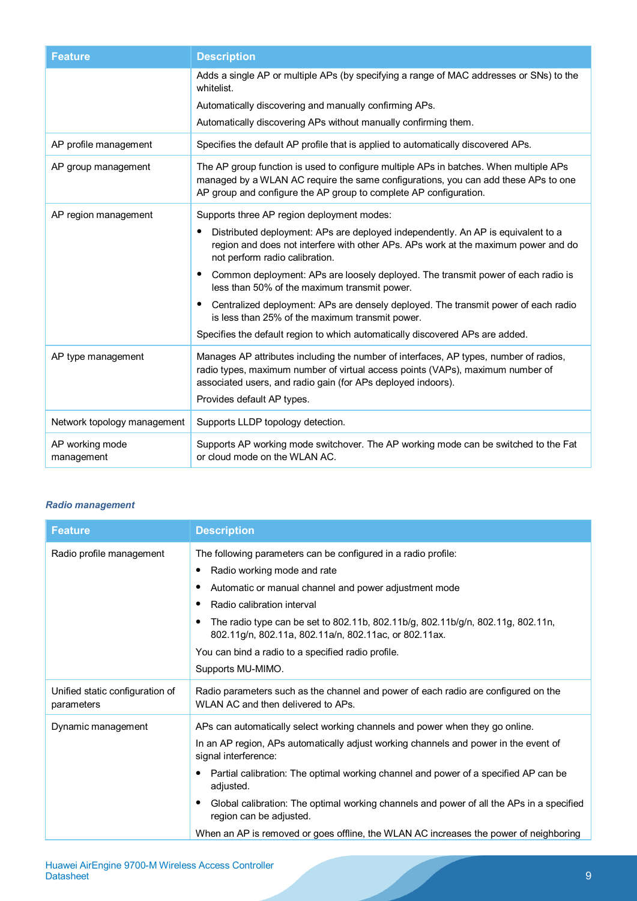| Feature | Description |
|---|---|
| | Adds a single AP or multiple APs (by specifying a range of MAC addresses or SNs) to the whitelist.<br>Automatically discovering and manually confirming APs.<br>Automatically discovering APs without manually confirming them. |
| AP profile management | Specifies the default AP profile that is applied to automatically discovered APs. |
| AP group management | The AP group function is used to configure multiple APs in batches. When multiple APs managed by a WLAN AC require the same configurations, you can add these APs to one AP group and configure the AP group to complete AP configuration. |
| AP region management | Supports three AP region deployment modes:<br>• Distributed deployment: APs are deployed independently. An AP is equivalent to a region and does not interfere with other APs. APs work at the maximum power and do not perform radio calibration.<br>• Common deployment: APs are loosely deployed. The transmit power of each radio is less than 50% of the maximum transmit power.<br>• Centralized deployment: APs are densely deployed. The transmit power of each radio is less than 25% of the maximum transmit power.<br>Specifies the default region to which automatically discovered APs are added. |
| AP type management | Manages AP attributes including the number of interfaces, AP types, number of radios, radio types, maximum number of virtual access points (VAPs), maximum number of associated users, and radio gain (for APs deployed indoors).<br>Provides default AP types. |
| Network topology management | Supports LLDP topology detection. |
| AP working mode management | Supports AP working mode switchover. The AP working mode can be switched to the Fat or cloud mode on the WLAN AC. |

***Radio management***

| Feature | Description |
|---|---|
| Radio profile management | The following parameters can be configured in a radio profile:<br>• Radio working mode and rate<br>• Automatic or manual channel and power adjustment mode<br>• Radio calibration interval<br>• The radio type can be set to 802.11b, 802.11b/g, 802.11b/g/n, 802.11g, 802.11n, 802.11g/n, 802.11a, 802.11a/n, 802.11ac, or 802.11ax.<br>You can bind a radio to a specified radio profile.<br>Supports MU-MIMO. |
| Unified static configuration of parameters | Radio parameters such as the channel and power of each radio are configured on the WLAN AC and then delivered to APs. |
| Dynamic management | APs can automatically select working channels and power when they go online.<br>In an AP region, APs automatically adjust working channels and power in the event of signal interference:<br>• Partial calibration: The optimal working channel and power of a specified AP can be adjusted.<br>• Global calibration: The optimal working channels and power of all the APs in a specified region can be adjusted.<br>When an AP is removed or goes offline, the WLAN AC increases the power of neighboring |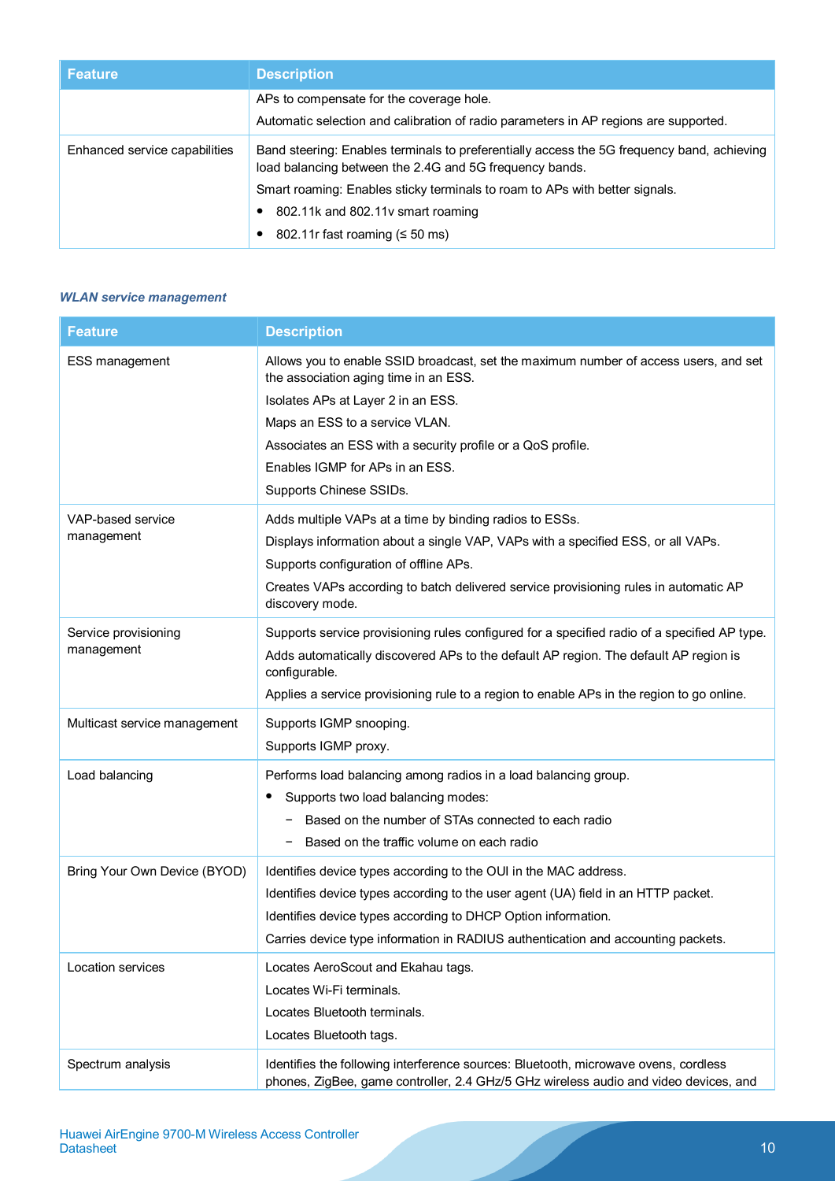| Feature | Description |
|---|---|
| | APs to compensate for the coverage hole.<br>Automatic selection and calibration of radio parameters in AP regions are supported. |
| Enhanced service capabilities | Band steering: Enables terminals to preferentially access the 5G frequency band, achieving load balancing between the 2.4G and 5G frequency bands.<br>Smart roaming: Enables sticky terminals to roam to APs with better signals.<br>• 802.11k and 802.11v smart roaming<br>• 802.11r fast roaming (≤ 50 ms) |

***WLAN service management***

| Feature | Description |
|---|---|
| ESS management | Allows you to enable SSID broadcast, set the maximum number of access users, and set the association aging time in an ESS.<br>Isolates APs at Layer 2 in an ESS.<br>Maps an ESS to a service VLAN.<br>Associates an ESS with a security profile or a QoS profile.<br>Enables IGMP for APs in an ESS.<br>Supports Chinese SSIDs. |
| VAP-based service management | Adds multiple VAPs at a time by binding radios to ESSs.<br>Displays information about a single VAP, VAPs with a specified ESS, or all VAPs.<br>Supports configuration of offline APs.<br>Creates VAPs according to batch delivered service provisioning rules in automatic AP discovery mode. |
| Service provisioning management | Supports service provisioning rules configured for a specified radio of a specified AP type.<br>Adds automatically discovered APs to the default AP region. The default AP region is configurable.<br>Applies a service provisioning rule to a region to enable APs in the region to go online. |
| Multicast service management | Supports IGMP snooping.<br>Supports IGMP proxy. |
| Load balancing | Performs load balancing among radios in a load balancing group.<br>• Supports two load balancing modes:<br>− Based on the number of STAs connected to each radio<br>− Based on the traffic volume on each radio |
| Bring Your Own Device (BYOD) | Identifies device types according to the OUI in the MAC address.<br>Identifies device types according to the user agent (UA) field in an HTTP packet.<br>Identifies device types according to DHCP Option information.<br>Carries device type information in RADIUS authentication and accounting packets. |
| Location services | Locates AeroScout and Ekahau tags.<br>Locates Wi-Fi terminals.<br>Locates Bluetooth terminals.<br>Locates Bluetooth tags. |
| Spectrum analysis | Identifies the following interference sources: Bluetooth, microwave ovens, cordless phones, ZigBee, game controller, 2.4 GHz/5 GHz wireless audio and video devices, and |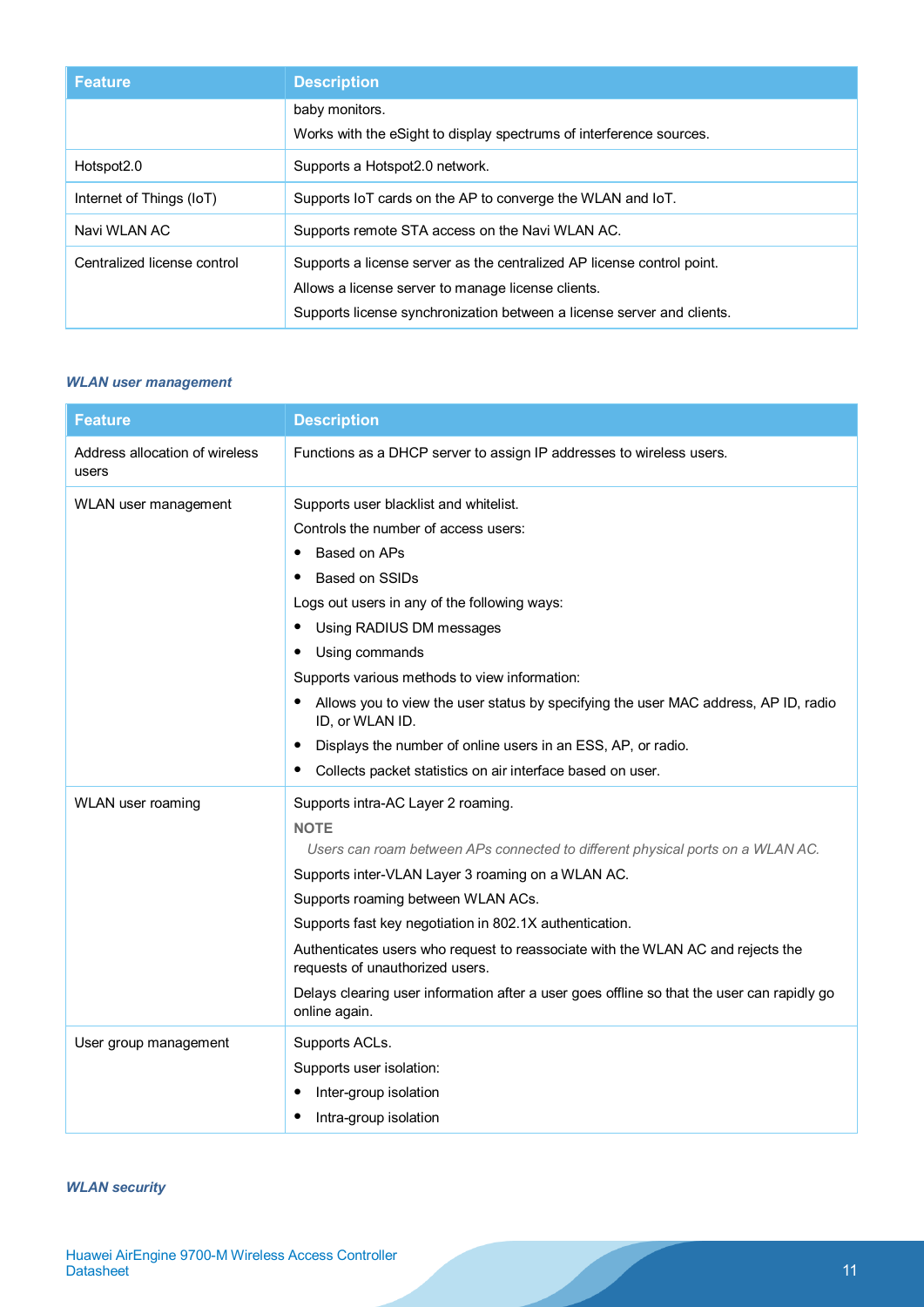| Feature | Description |
|---|---|
| | baby monitors.<br>Works with the eSight to display spectrums of interference sources. |
| Hotspot2.0 | Supports a Hotspot2.0 network. |
| Internet of Things (IoT) | Supports IoT cards on the AP to converge the WLAN and IoT. |
| Navi WLAN AC | Supports remote STA access on the Navi WLAN AC. |
| Centralized license control | Supports a license server as the centralized AP license control point.<br>Allows a license server to manage license clients.<br>Supports license synchronization between a license server and clients. |

***WLAN user management***

| Feature | Description |
|---|---|
| Address allocation of wireless users | Functions as a DHCP server to assign IP addresses to wireless users. |
| WLAN user management | Supports user blacklist and whitelist.<br>Controls the number of access users:<br>• Based on APs<br>• Based on SSIDs<br>Logs out users in any of the following ways:<br>• Using RADIUS DM messages<br>• Using commands<br>Supports various methods to view information:<br>• Allows you to view the user status by specifying the user MAC address, AP ID, radio ID, or WLAN ID.<br>• Displays the number of online users in an ESS, AP, or radio.<br>• Collects packet statistics on air interface based on user. |
| WLAN user roaming | Supports intra-AC Layer 2 roaming.<br>**NOTE**<br>*Users can roam between APs connected to different physical ports on a WLAN AC.*<br>Supports inter-VLAN Layer 3 roaming on a WLAN AC.<br>Supports roaming between WLAN ACs.<br>Supports fast key negotiation in 802.1X authentication.<br>Authenticates users who request to reassociate with the WLAN AC and rejects the requests of unauthorized users.<br>Delays clearing user information after a user goes offline so that the user can rapidly go online again. |
| User group management | Supports ACLs.<br>Supports user isolation:<br>• Inter-group isolation<br>• Intra-group isolation |

***WLAN security***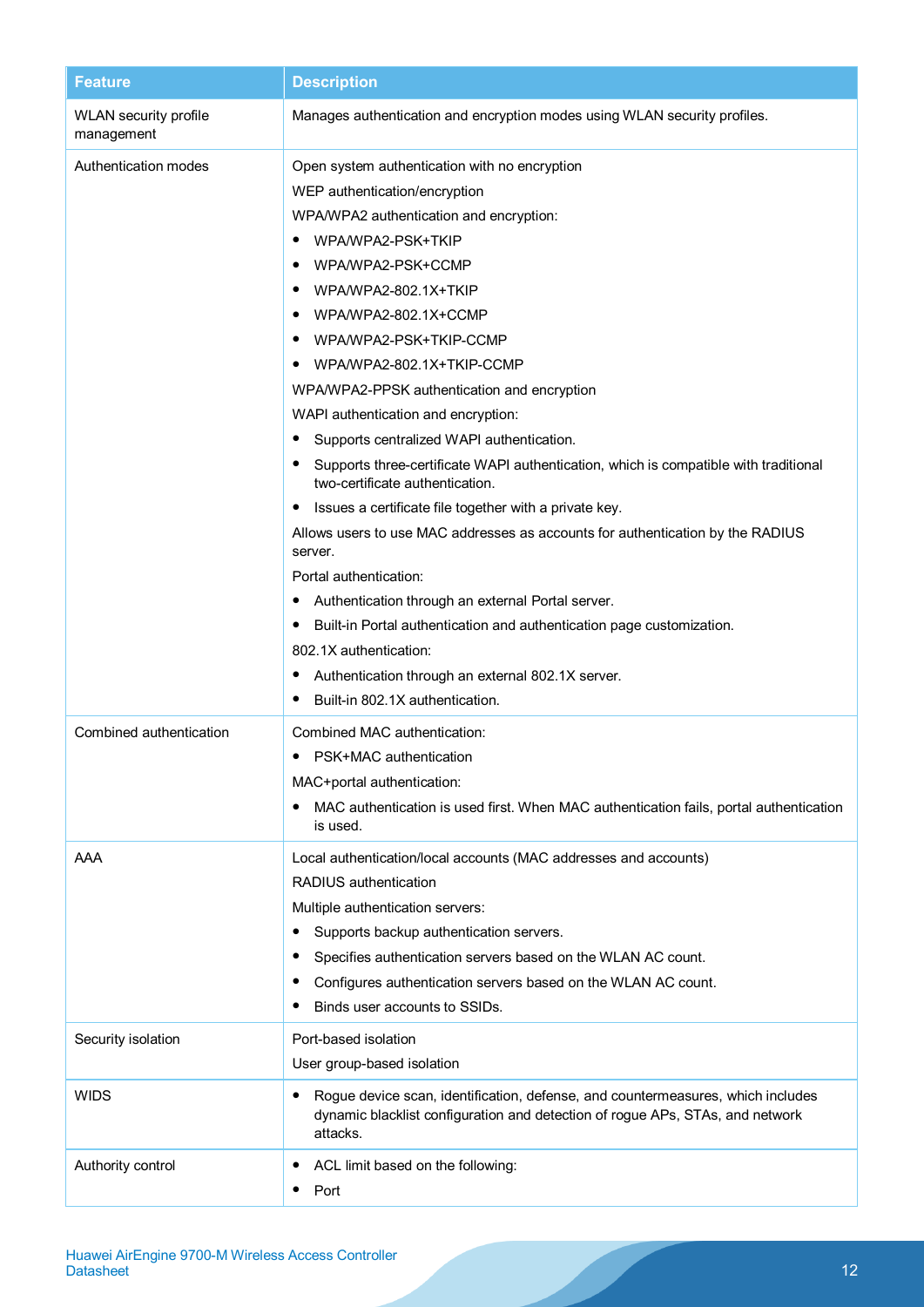| Feature | Description |
| --- | --- |
| WLAN security profile management | Manages authentication and encryption modes using WLAN security profiles. |
| Authentication modes | Open system authentication with no encryption<br>WEP authentication/encryption<br>WPA/WPA2 authentication and encryption:<br>• WPA/WPA2-PSK+TKIP<br>• WPA/WPA2-PSK+CCMP<br>• WPA/WPA2-802.1X+TKIP<br>• WPA/WPA2-802.1X+CCMP<br>• WPA/WPA2-PSK+TKIP-CCMP<br>• WPA/WPA2-802.1X+TKIP-CCMP<br>WPA/WPA2-PPSK authentication and encryption<br>WAPI authentication and encryption:<br>• Supports centralized WAPI authentication.<br>• Supports three-certificate WAPI authentication, which is compatible with traditional two-certificate authentication.<br>• Issues a certificate file together with a private key.<br>Allows users to use MAC addresses as accounts for authentication by the RADIUS server.<br>Portal authentication:<br>• Authentication through an external Portal server.<br>• Built-in Portal authentication and authentication page customization.<br>802.1X authentication:<br>• Authentication through an external 802.1X server.<br>• Built-in 802.1X authentication. |
| Combined authentication | Combined MAC authentication:<br>• PSK+MAC authentication<br>MAC+portal authentication:<br>• MAC authentication is used first. When MAC authentication fails, portal authentication is used. |
| AAA | Local authentication/local accounts (MAC addresses and accounts)<br>RADIUS authentication<br>Multiple authentication servers:<br>• Supports backup authentication servers.<br>• Specifies authentication servers based on the WLAN AC count.<br>• Configures authentication servers based on the WLAN AC count.<br>• Binds user accounts to SSIDs. |
| Security isolation | Port-based isolation<br>User group-based isolation |
| WIDS | • Rogue device scan, identification, defense, and countermeasures, which includes dynamic blacklist configuration and detection of rogue APs, STAs, and network attacks. |
| Authority control | • ACL limit based on the following:<br>• Port |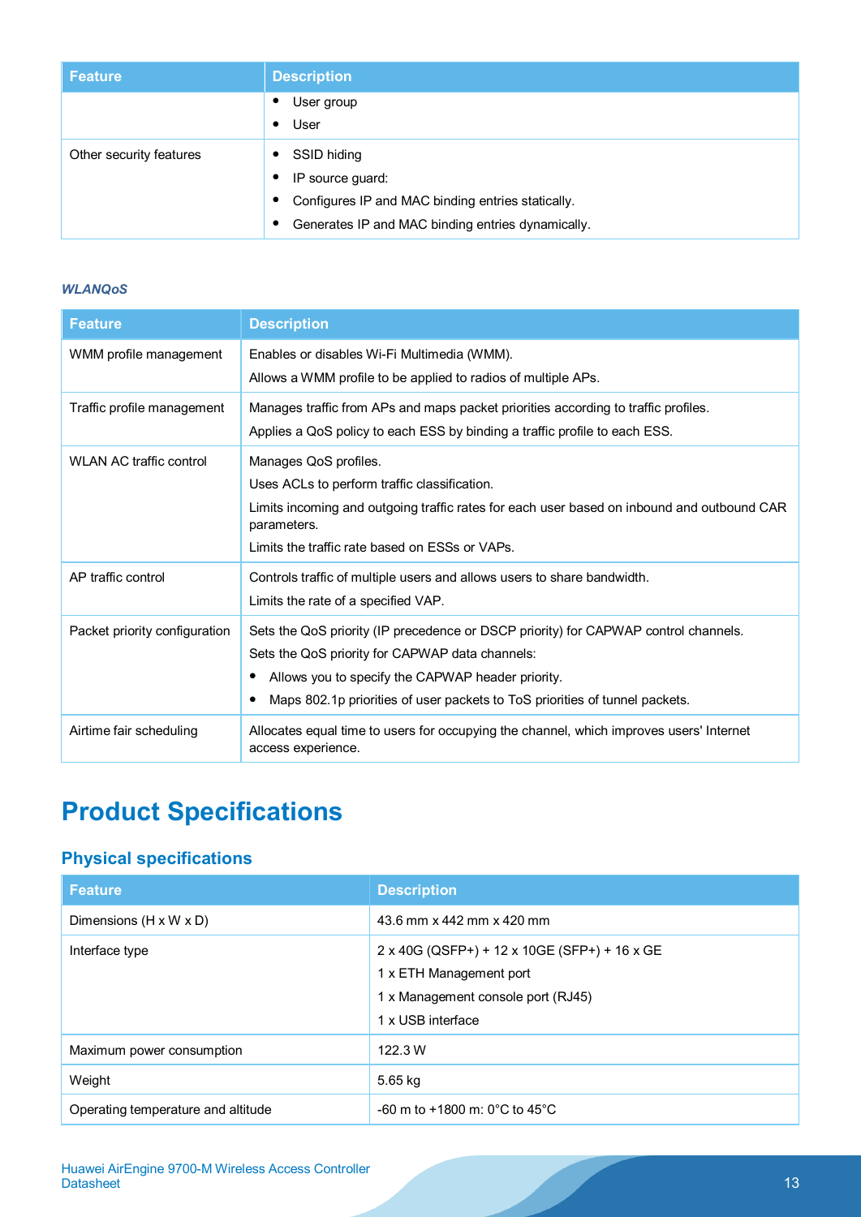| Feature | Description |
| --- | --- |
| | • User group<br>• User |
| Other security features | • SSID hiding<br>• IP source guard:<br>• Configures IP and MAC binding entries statically.<br>• Generates IP and MAC binding entries dynamically. |

*WLANQoS*

| Feature | Description |
| --- | --- |
| WMM profile management | Enables or disables Wi-Fi Multimedia (WMM).<br>Allows a WMM profile to be applied to radios of multiple APs. |
| Traffic profile management | Manages traffic from APs and maps packet priorities according to traffic profiles.<br>Applies a QoS policy to each ESS by binding a traffic profile to each ESS. |
| WLAN AC traffic control | Manages QoS profiles.<br>Uses ACLs to perform traffic classification.<br>Limits incoming and outgoing traffic rates for each user based on inbound and outbound CAR parameters.<br>Limits the traffic rate based on ESSs or VAPs. |
| AP traffic control | Controls traffic of multiple users and allows users to share bandwidth.<br>Limits the rate of a specified VAP. |
| Packet priority configuration | Sets the QoS priority (IP precedence or DSCP priority) for CAPWAP control channels.<br>Sets the QoS priority for CAPWAP data channels:<br>• Allows you to specify the CAPWAP header priority.<br>• Maps 802.1p priorities of user packets to ToS priorities of tunnel packets. |
| Airtime fair scheduling | Allocates equal time to users for occupying the channel, which improves users' Internet access experience. |

# Product Specifications

## Physical specifications

| Feature | Description |
| --- | --- |
| Dimensions (H x W x D) | 43.6 mm x 442 mm x 420 mm |
| Interface type | 2 x 40G (QSFP+) + 12 x 10GE (SFP+) + 16 x GE<br>1 x ETH Management port<br>1 x Management console port (RJ45)<br>1 x USB interface |
| Maximum power consumption | 122.3 W |
| Weight | 5.65 kg |
| Operating temperature and altitude | -60 m to +1800 m: 0°C to 45°C |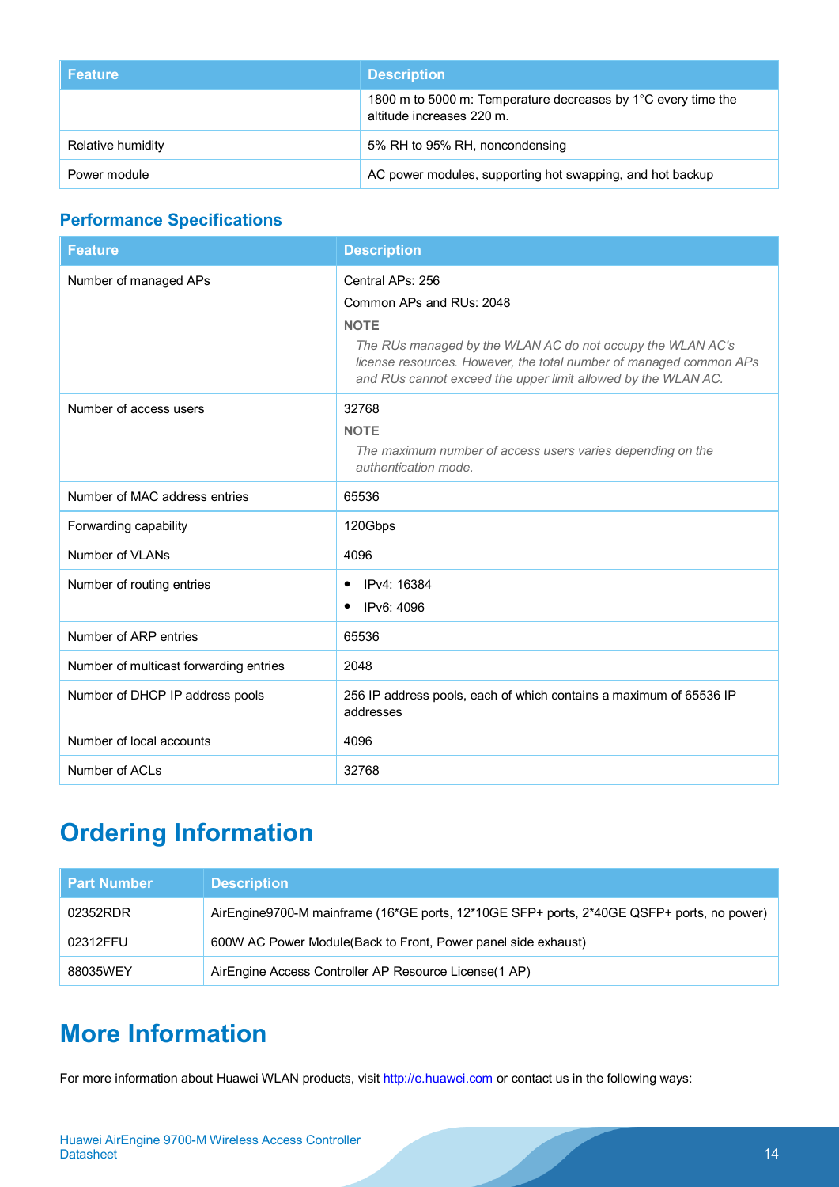| Feature | Description |
| --- | --- |
| | 1800 m to 5000 m: Temperature decreases by 1°C every time the altitude increases 220 m. |
| Relative humidity | 5% RH to 95% RH, noncondensing |
| Power module | AC power modules, supporting hot swapping, and hot backup |

### Performance Specifications

| Feature | Description |
| --- | --- |
| Number of managed APs | Central APs: 256<br>Common APs and RUs: 2048<br>**NOTE**<br>*The RUs managed by the WLAN AC do not occupy the WLAN AC's license resources. However, the total number of managed common APs and RUs cannot exceed the upper limit allowed by the WLAN AC.* |
| Number of access users | 32768<br>**NOTE**<br>*The maximum number of access users varies depending on the authentication mode.* |
| Number of MAC address entries | 65536 |
| Forwarding capability | 120Gbps |
| Number of VLANs | 4096 |
| Number of routing entries | • IPv4: 16384<br>• IPv6: 4096 |
| Number of ARP entries | 65536 |
| Number of multicast forwarding entries | 2048 |
| Number of DHCP IP address pools | 256 IP address pools, each of which contains a maximum of 65536 IP addresses |
| Number of local accounts | 4096 |
| Number of ACLs | 32768 |

## Ordering Information

| Part Number | Description |
| --- | --- |
| 02352RDR | AirEngine9700-M mainframe (16*GE ports, 12*10GE SFP+ ports, 2*40GE QSFP+ ports, no power) |
| 02312FFU | 600W AC Power Module(Back to Front, Power panel side exhaust) |
| 88035WEY | AirEngine Access Controller AP Resource License(1 AP) |

## More Information

For more information about Huawei WLAN products, visit http://e.huawei.com or contact us in the following ways: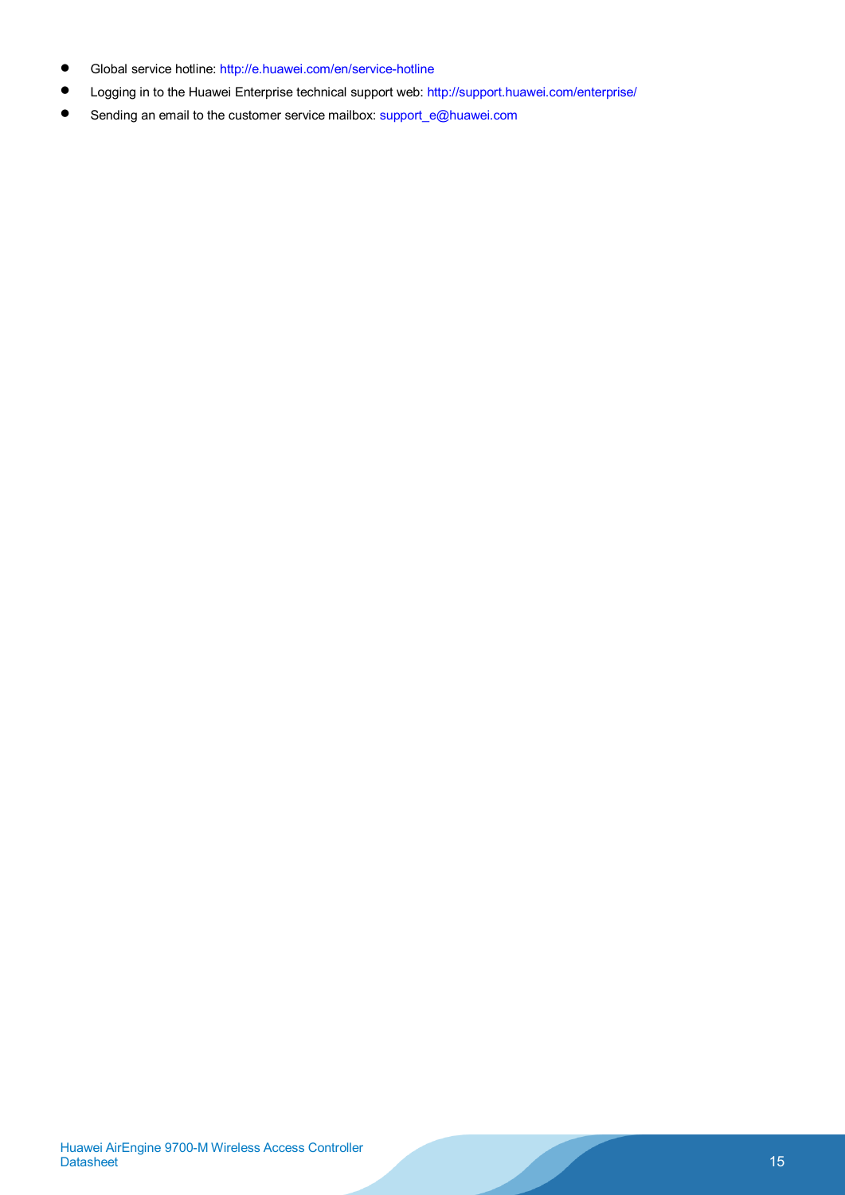- Global service hotline: http://e.huawei.com/en/service-hotline
- Logging in to the Huawei Enterprise technical support web: http://support.huawei.com/enterprise/
- Sending an email to the customer service mailbox: support_e@huawei.com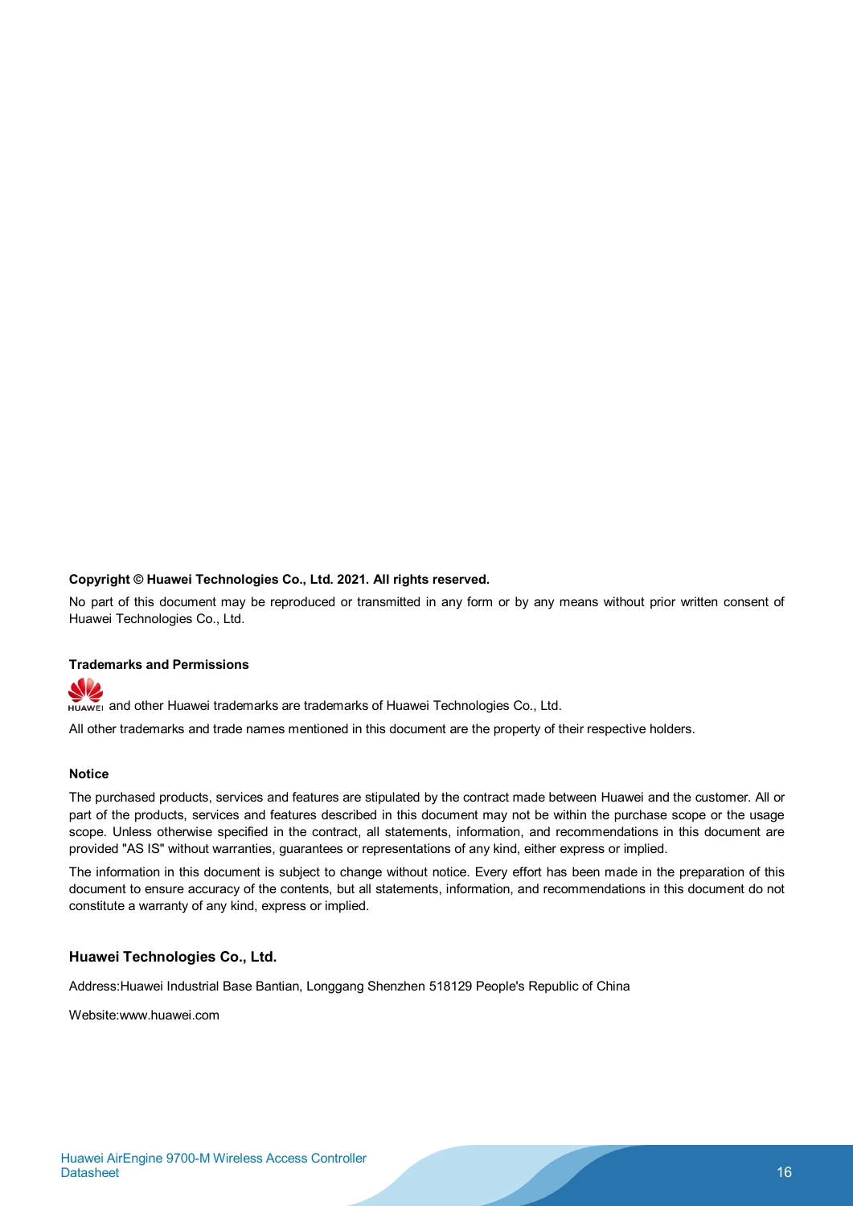**Copyright © Huawei Technologies Co., Ltd. 2021. All rights reserved.**

No part of this document may be reproduced or transmitted in any form or by any means without prior written consent of Huawei Technologies Co., Ltd.

**Trademarks and Permissions**

HUAWEI and other Huawei trademarks are trademarks of Huawei Technologies Co., Ltd.

All other trademarks and trade names mentioned in this document are the property of their respective holders.

**Notice**

The purchased products, services and features are stipulated by the contract made between Huawei and the customer. All or part of the products, services and features described in this document may not be within the purchase scope or the usage scope. Unless otherwise specified in the contract, all statements, information, and recommendations in this document are provided "AS IS" without warranties, guarantees or representations of any kind, either express or implied.

The information in this document is subject to change without notice. Every effort has been made in the preparation of this document to ensure accuracy of the contents, but all statements, information, and recommendations in this document do not constitute a warranty of any kind, express or implied.

**Huawei Technologies Co., Ltd.**

Address:Huawei Industrial Base Bantian, Longgang Shenzhen 518129 People's Republic of China

Website:www.huawei.com